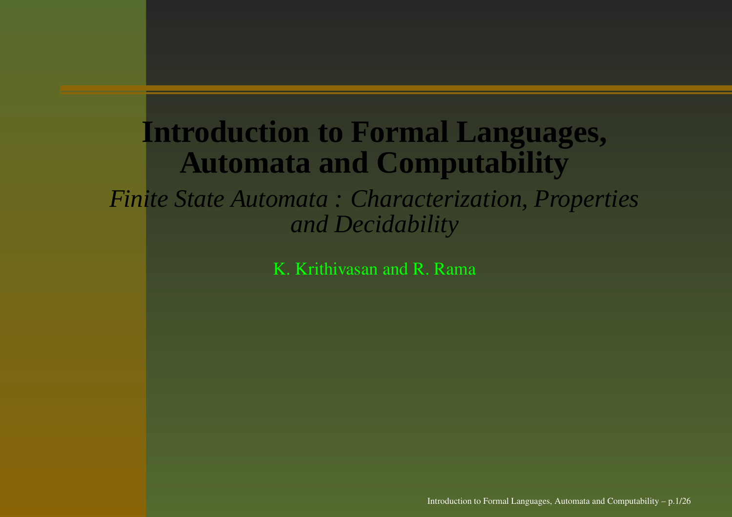# Introduction to Formal Languages, Automata and Computability

*Finite State Automata : Characterization, Properties and Decidability*

K. Krithivasan and R. Rama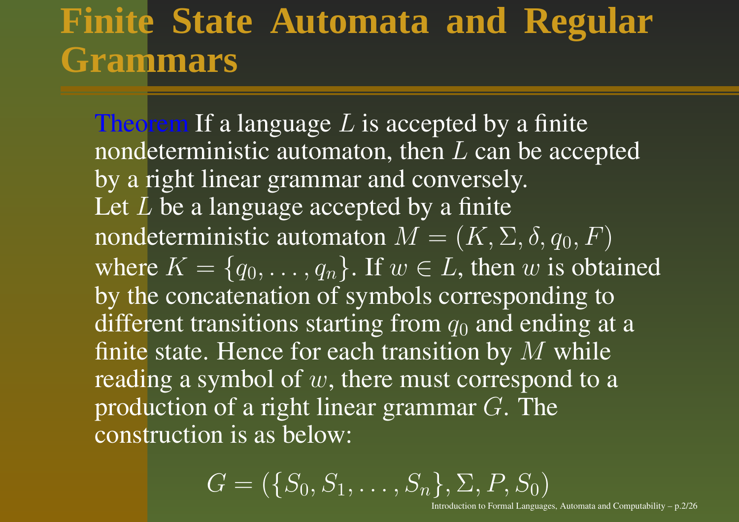# Finite State Automata and Regular Grammars

**Theorem** If a language $L$ is accepted by a finite nondeterministic automaton, then $L$ can be accepted by a right linear grammar and conversely.

Let $L$ be a language accepted by a finite nondeterministic automaton $M = (K, \Sigma, \delta, q_0, F)$ where $K = \{q_0, \ldots, q_n\}$. If $w \in L$, then $w$ is obtained by the concatenation of symbols corresponding to different transitions starting from $q_0$ and ending at a finite state. Hence for each transition by $M$ while reading a symbol of $w$, there must correspond to a production of a right linear grammar $G$. The construction is as below:

$$G = (\{S_0, S_1, \ldots, S_n\}, \Sigma, P, S_0)$$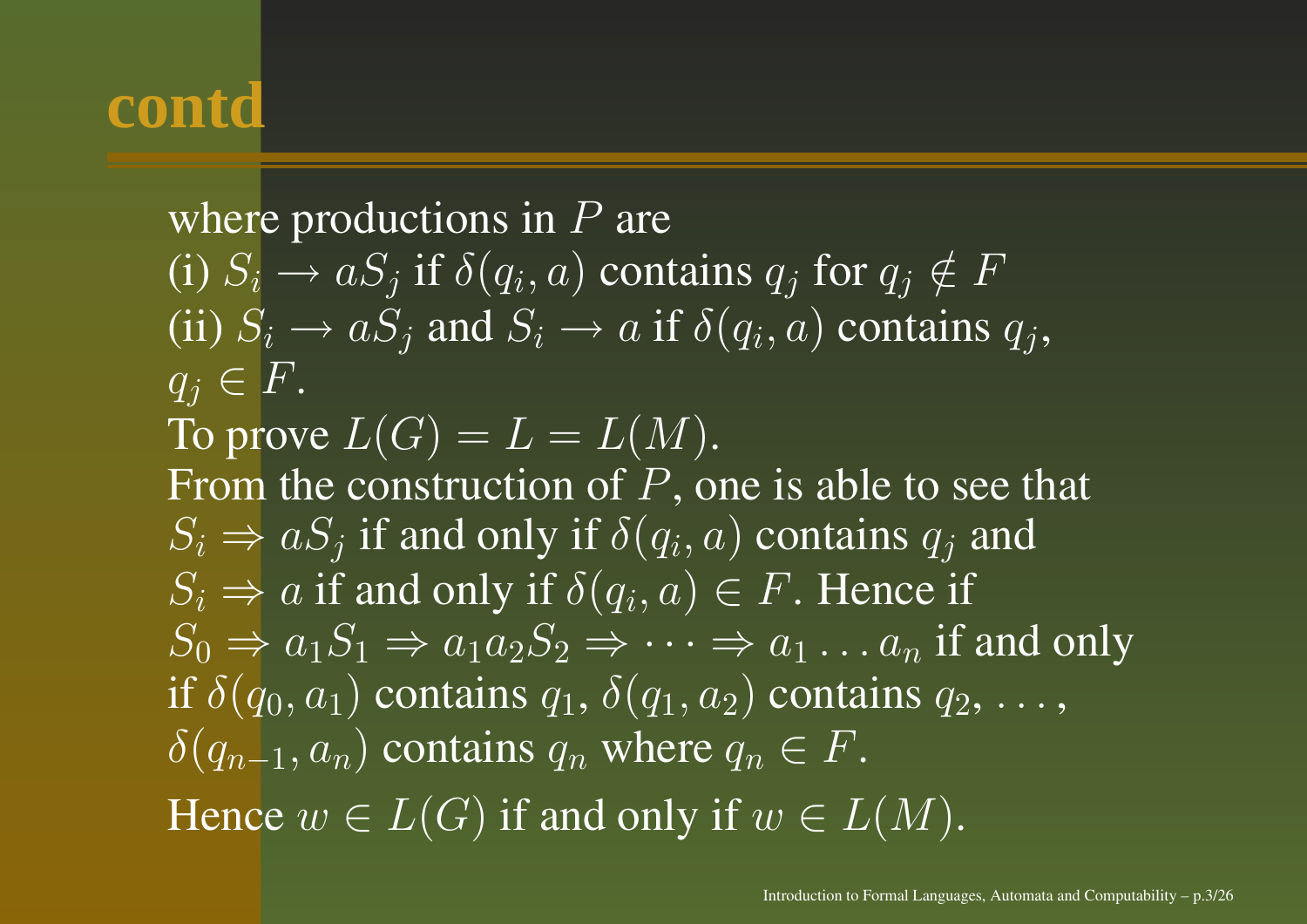# contd

where productions in $P$ are

(i) $S_i \rightarrow aS_j$ if $\delta(q_i, a)$ contains $q_j$ for $q_j \notin F$

(ii) $S_i \rightarrow aS_j$ and $S_i \rightarrow a$ if $\delta(q_i, a)$ contains $q_j$, $q_j \in F$.

To prove $L(G) = L = L(M)$.

From the construction of $P$, one is able to see that $S_i \Rightarrow aS_j$ if and only if $\delta(q_i, a)$ contains $q_j$ and $S_i \Rightarrow a$ if and only if $\delta(q_i, a) \in F$. Hence if $S_0 \Rightarrow a_1S_1 \Rightarrow a_1a_2S_2 \Rightarrow \cdots \Rightarrow a_1 \ldots a_n$ if and only if $\delta(q_0, a_1)$ contains $q_1$, $\delta(q_1, a_2)$ contains $q_2$, $\ldots$, $\delta(q_{n-1}, a_n)$ contains $q_n$ where $q_n \in F$.

Hence $w \in L(G)$ if and only if $w \in L(M)$.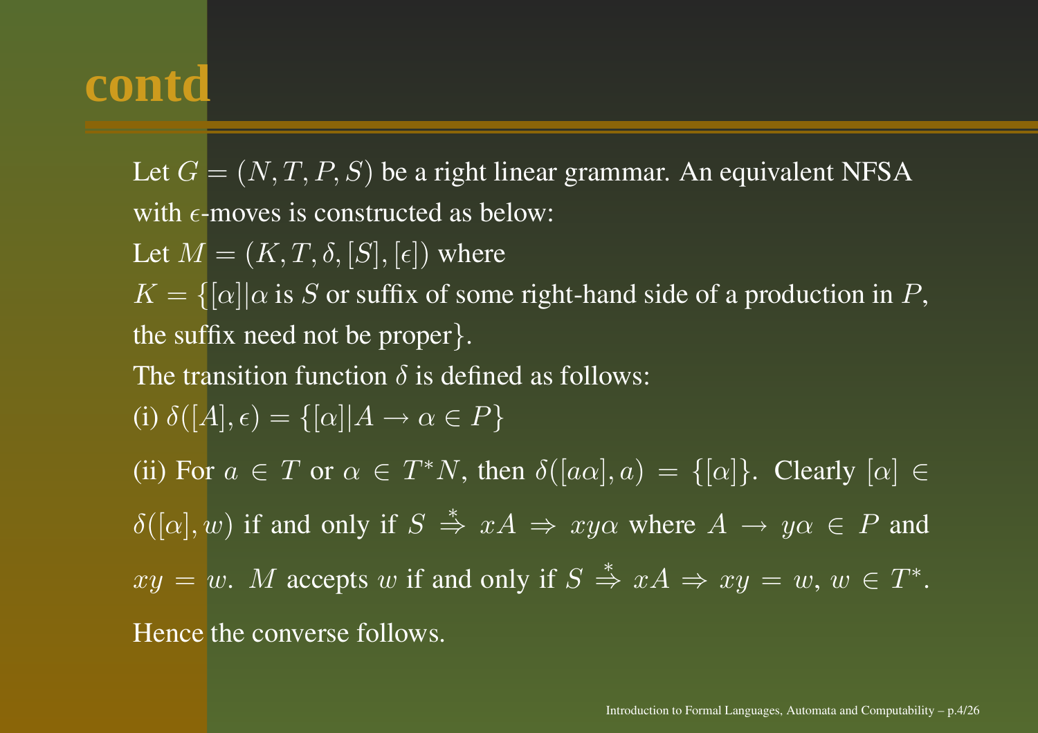# contd

Let $G = (N, T, P, S)$ be a right linear grammar. An equivalent NFSA with $\epsilon$-moves is constructed as below:

Let $M = (K, T, \delta, [S], [\epsilon])$ where

$K = \{[\alpha] | \alpha$ is $S$ or suffix of some right-hand side of a production in $P$, the suffix need not be proper$\}$.

The transition function $\delta$ is defined as follows:

(i) $\delta([A], \epsilon) = \{[\alpha] | A \rightarrow \alpha \in P\}$

(ii) For $a \in T$ or $\alpha \in T^*N$, then $\delta([a\alpha], a) = \{[\alpha]\}$. Clearly $[\alpha] \in \delta([\alpha], w)$ if and only if $S \overset{*}{\Rightarrow} xA \Rightarrow xy\alpha$ where $A \rightarrow y\alpha \in P$ and $xy = w$. $M$ accepts $w$ if and only if $S \overset{*}{\Rightarrow} xA \Rightarrow xy = w$, $w \in T^*$.

Hence the converse follows.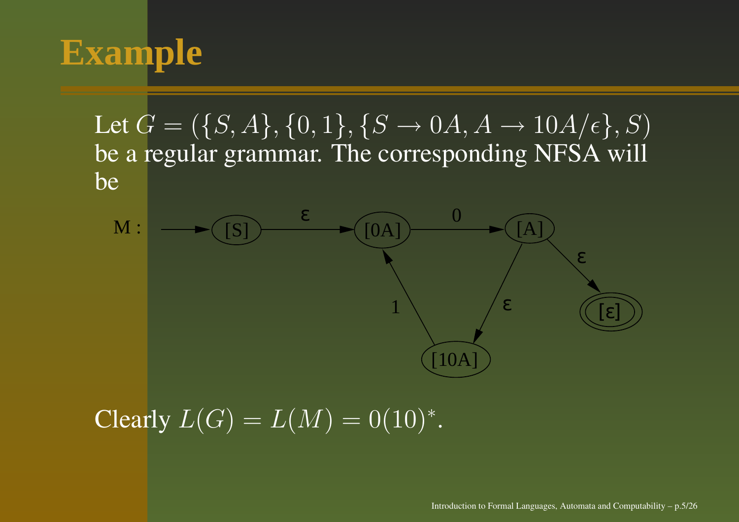# Example

Let $G = (\{S, A\}, \{0, 1\}, \{S \rightarrow 0A, A \rightarrow 10A/\epsilon\}, S)$ be a regular grammar. The corresponding NFSA will be

M : [S] —ε→ [0A] —0→ [A] —ε→ [ε]; [A] —ε→ [10A] —1→ [0A]

Clearly $L(G) = L(M) = 0(10)^*$.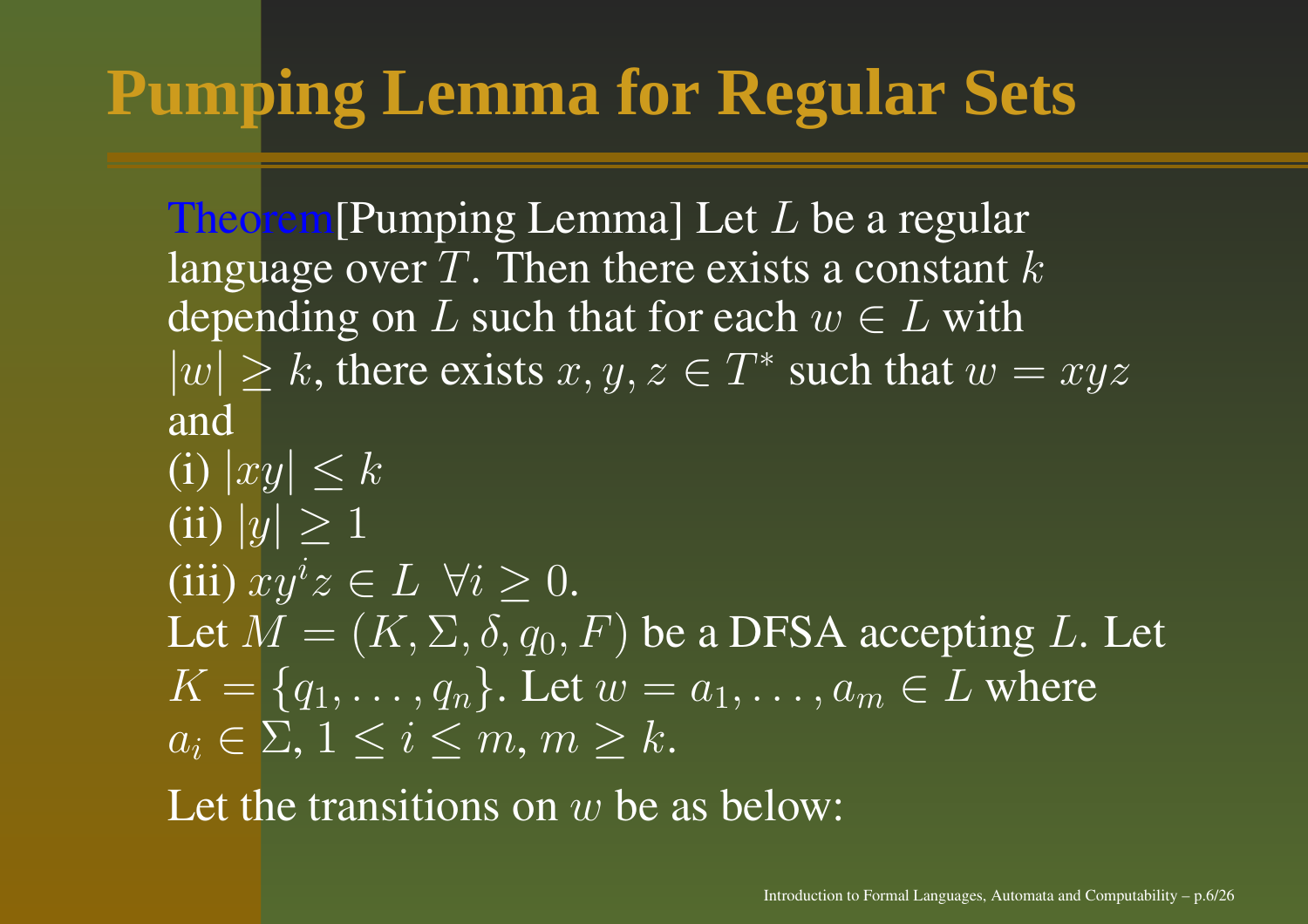# Pumping Lemma for Regular Sets

Theorem[Pumping Lemma] Let $L$ be a regular language over $T$. Then there exists a constant $k$ depending on $L$ such that for each $w \in L$ with $|w| \geq k$, there exists $x, y, z \in T^*$ such that $w = xyz$ and

(i) $|xy| \leq k$

(ii) $|y| \geq 1$

(iii) $xy^iz \in L \;\; \forall i \geq 0$.

Let $M = (K, \Sigma, \delta, q_0, F)$ be a DFSA accepting $L$. Let $K = \{q_1, \ldots, q_n\}$. Let $w = a_1, \ldots, a_m \in L$ where $a_i \in \Sigma$, $1 \leq i \leq m$, $m \geq k$.

Let the transitions on $w$ be as below: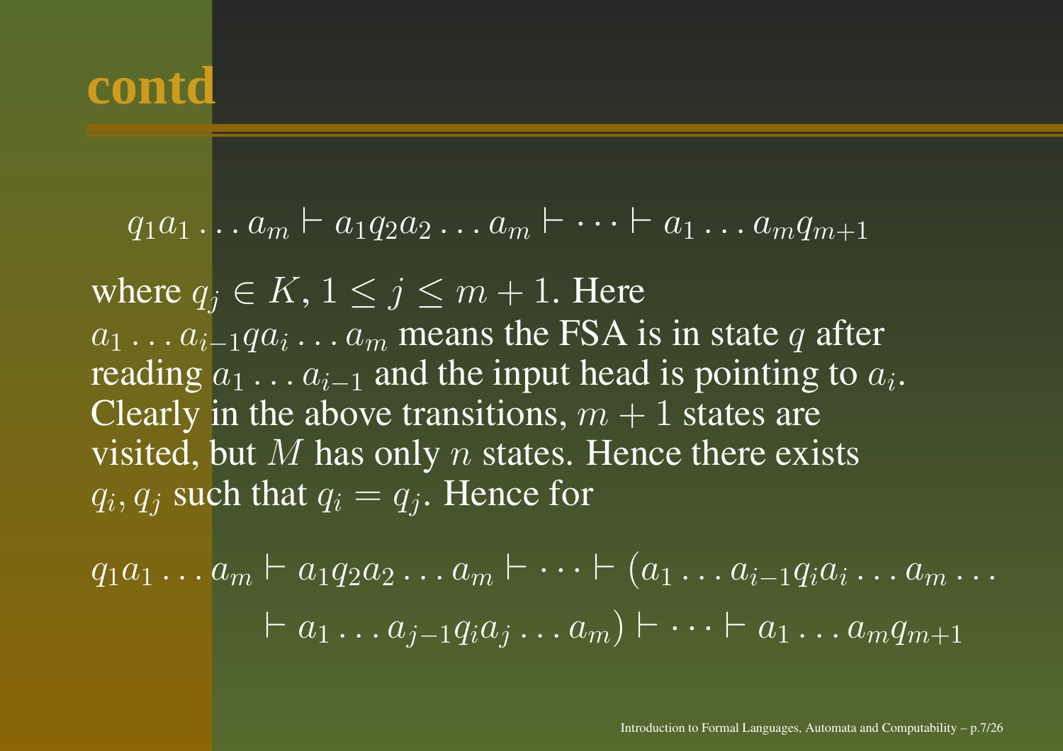# contd

$$q_1 a_1 \dots a_m \vdash a_1 q_2 a_2 \dots a_m \vdash \dots \vdash a_1 \dots a_m q_{m+1}$$

where $q_j \in K$, $1 \leq j \leq m+1$. Here $a_1 \dots a_{i-1} q a_i \dots a_m$ means the FSA is in state $q$ after reading $a_1 \dots a_{i-1}$ and the input head is pointing to $a_i$. Clearly in the above transitions, $m+1$ states are visited, but $M$ has only $n$ states. Hence there exists $q_i, q_j$ such that $q_i = q_j$. Hence for

$$q_1 a_1 \dots a_m \vdash a_1 q_2 a_2 \dots a_m \vdash \dots \vdash (a_1 \dots a_{i-1} q_i a_i \dots a_m \dots$$
$$\vdash a_1 \dots a_{j-1} q_i a_j \dots a_m) \vdash \dots \vdash a_1 \dots a_m q_{m+1}$$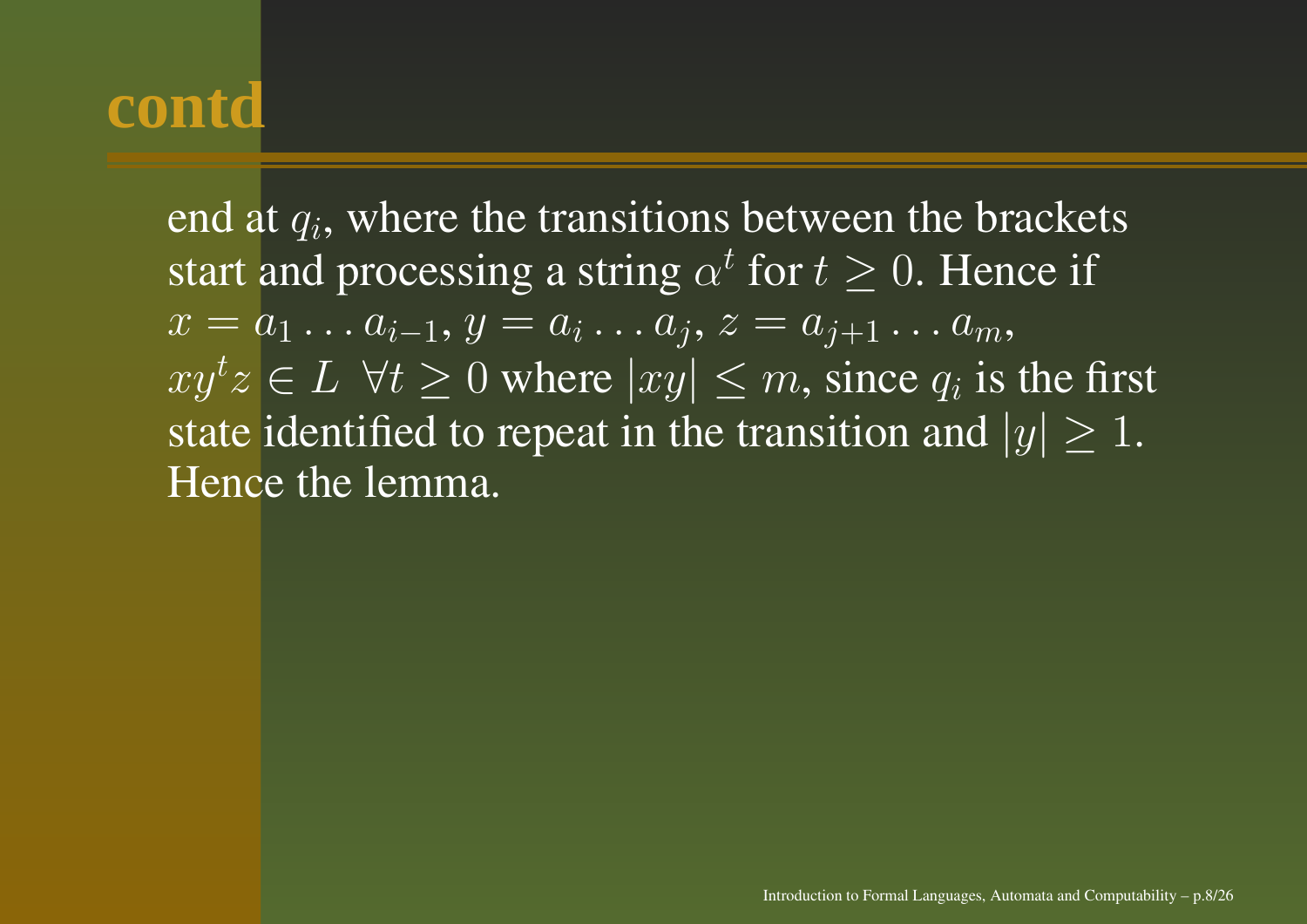# contd

end at $q_i$, where the transitions between the brackets start and processing a string $\alpha^t$ for $t \geq 0$. Hence if $x = a_1 \ldots a_{i-1}$, $y = a_i \ldots a_j$, $z = a_{j+1} \ldots a_m$, $xy^tz \in L \;\; \forall t \geq 0$ where $|xy| \leq m$, since $q_i$ is the first state identified to repeat in the transition and $|y| \geq 1$. Hence the lemma.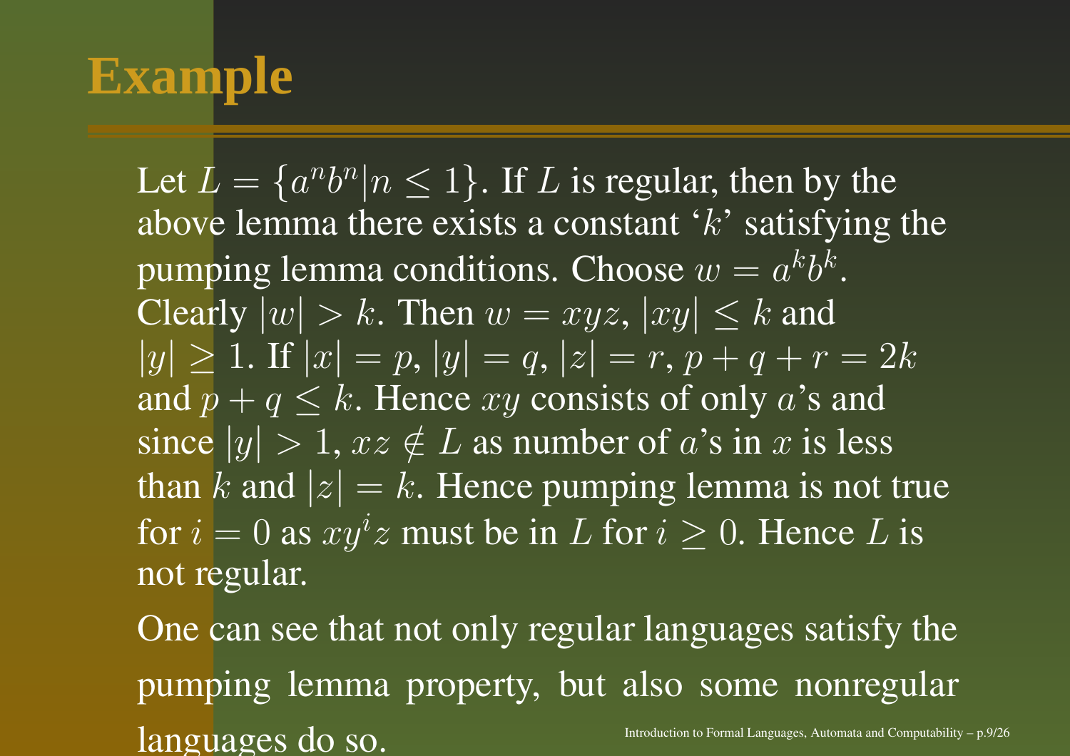# Example

Let $L = \{a^n b^n | n \leq 1\}$. If $L$ is regular, then by the above lemma there exists a constant '$k$' satisfying the pumping lemma conditions. Choose $w = a^k b^k$. Clearly $|w| > k$. Then $w = xyz$, $|xy| \leq k$ and $|y| \geq 1$. If $|x| = p$, $|y| = q$, $|z| = r$, $p + q + r = 2k$ and $p + q \leq k$. Hence $xy$ consists of only $a$'s and since $|y| > 1$, $xz \notin L$ as number of $a$'s in $x$ is less than $k$ and $|z| = k$. Hence pumping lemma is not true for $i = 0$ as $xy^i z$ must be in $L$ for $i \geq 0$. Hence $L$ is not regular.

One can see that not only regular languages satisfy the pumping lemma property, but also some nonregular languages do so.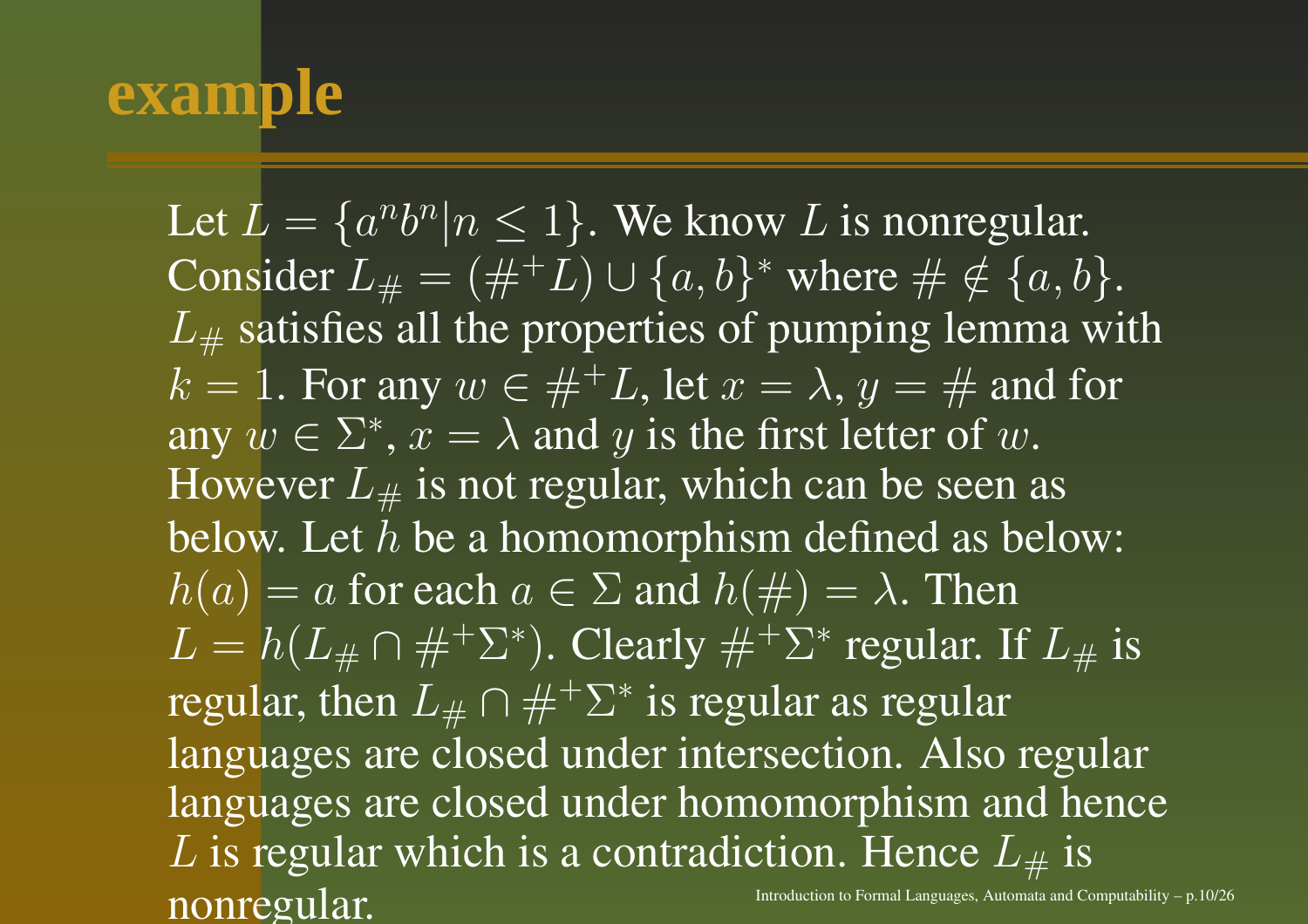# example

Let $L = \{a^n b^n | n \leq 1\}$. We know $L$ is nonregular. Consider $L_\# = (\#^+ L) \cup \{a, b\}^*$ where $\# \notin \{a, b\}$. $L_\#$ satisfies all the properties of pumping lemma with $k = 1$. For any $w \in \#^+ L$, let $x = \lambda$, $y = \#$ and for any $w \in \Sigma^*$, $x = \lambda$ and $y$ is the first letter of $w$. However $L_\#$ is not regular, which can be seen as below. Let $h$ be a homomorphism defined as below: $h(a) = a$ for each $a \in \Sigma$ and $h(\#) = \lambda$. Then $L = h(L_\# \cap \#^+ \Sigma^*)$. Clearly $\#^+ \Sigma^*$ regular. If $L_\#$ is regular, then $L_\# \cap \#^+ \Sigma^*$ is regular as regular languages are closed under intersection. Also regular languages are closed under homomorphism and hence $L$ is regular which is a contradiction. Hence $L_\#$ is nonregular.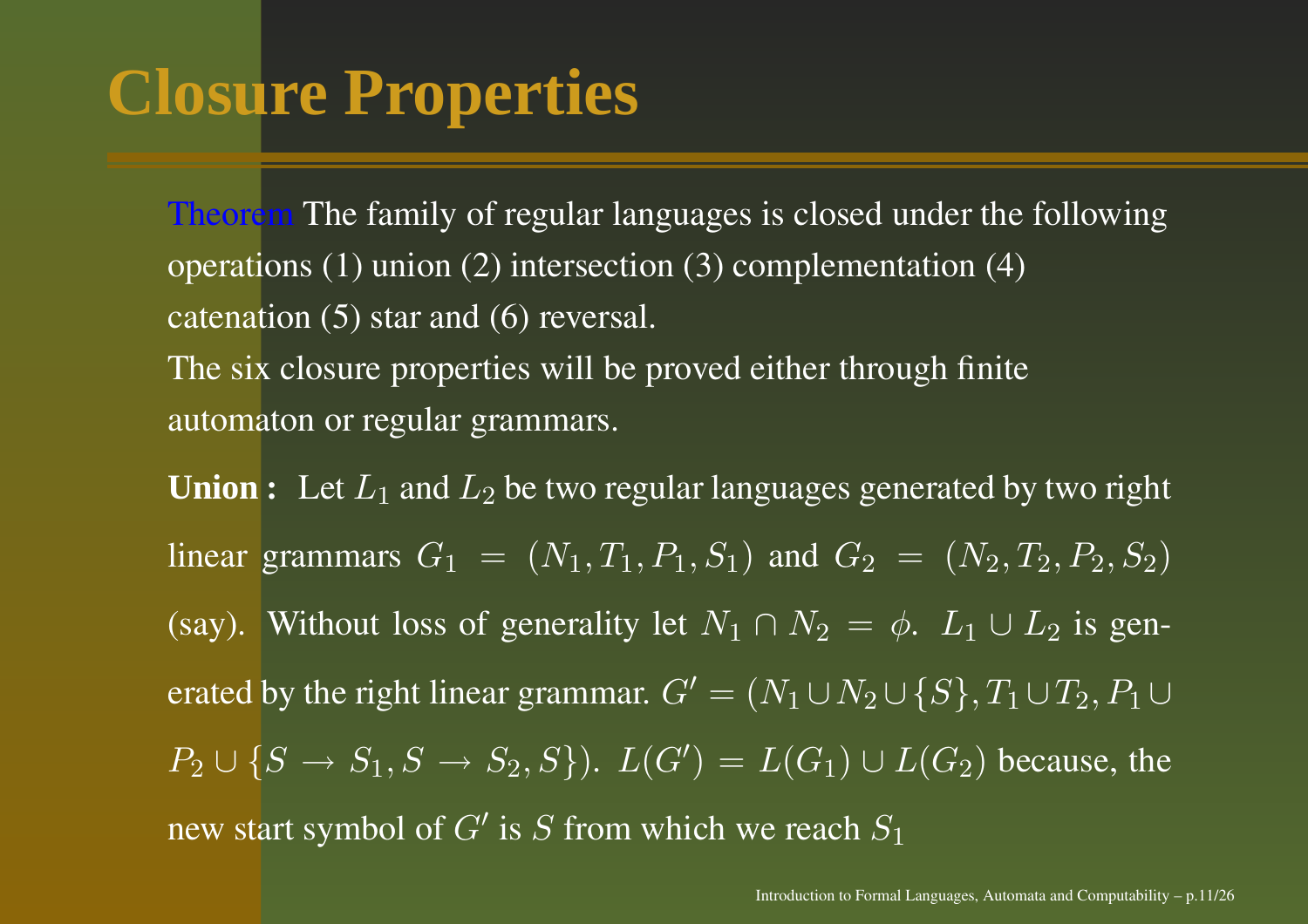# Closure Properties

Theorem The family of regular languages is closed under the following operations (1) union (2) intersection (3) complementation (4) catenation (5) star and (6) reversal.
The six closure properties will be proved either through finite automaton or regular grammars.

**Union :** Let $L_1$ and $L_2$ be two regular languages generated by two right linear grammars $G_1 = (N_1, T_1, P_1, S_1)$ and $G_2 = (N_2, T_2, P_2, S_2)$ (say). Without loss of generality let $N_1 \cap N_2 = \phi$. $L_1 \cup L_2$ is generated by the right linear grammar. $G' = (N_1 \cup N_2 \cup \{S\}, T_1 \cup T_2, P_1 \cup P_2 \cup \{S \rightarrow S_1, S \rightarrow S_2, S\})$. $L(G') = L(G_1) \cup L(G_2)$ because, the new start symbol of $G'$ is $S$ from which we reach $S_1$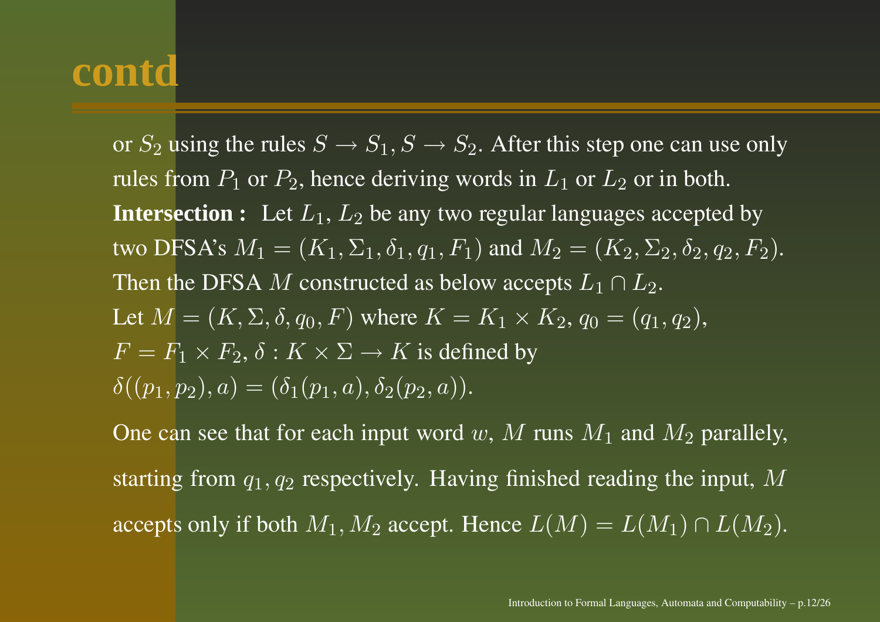# contd

or $S_2$ using the rules $S \to S_1, S \to S_2$. After this step one can use only rules from $P_1$ or $P_2$, hence deriving words in $L_1$ or $L_2$ or in both.

**Intersection :** Let $L_1$, $L_2$ be any two regular languages accepted by two DFSA's $M_1 = (K_1, \Sigma_1, \delta_1, q_1, F_1)$ and $M_2 = (K_2, \Sigma_2, \delta_2, q_2, F_2)$. Then the DFSA $M$ constructed as below accepts $L_1 \cap L_2$.
Let $M = (K, \Sigma, \delta, q_0, F)$ where $K = K_1 \times K_2$, $q_0 = (q_1, q_2)$, $F = F_1 \times F_2$, $\delta : K \times \Sigma \to K$ is defined by
$\delta((p_1, p_2), a) = (\delta_1(p_1, a), \delta_2(p_2, a))$.

One can see that for each input word $w$, $M$ runs $M_1$ and $M_2$ parallely, starting from $q_1, q_2$ respectively. Having finished reading the input, $M$ accepts only if both $M_1, M_2$ accept. Hence $L(M) = L(M_1) \cap L(M_2)$.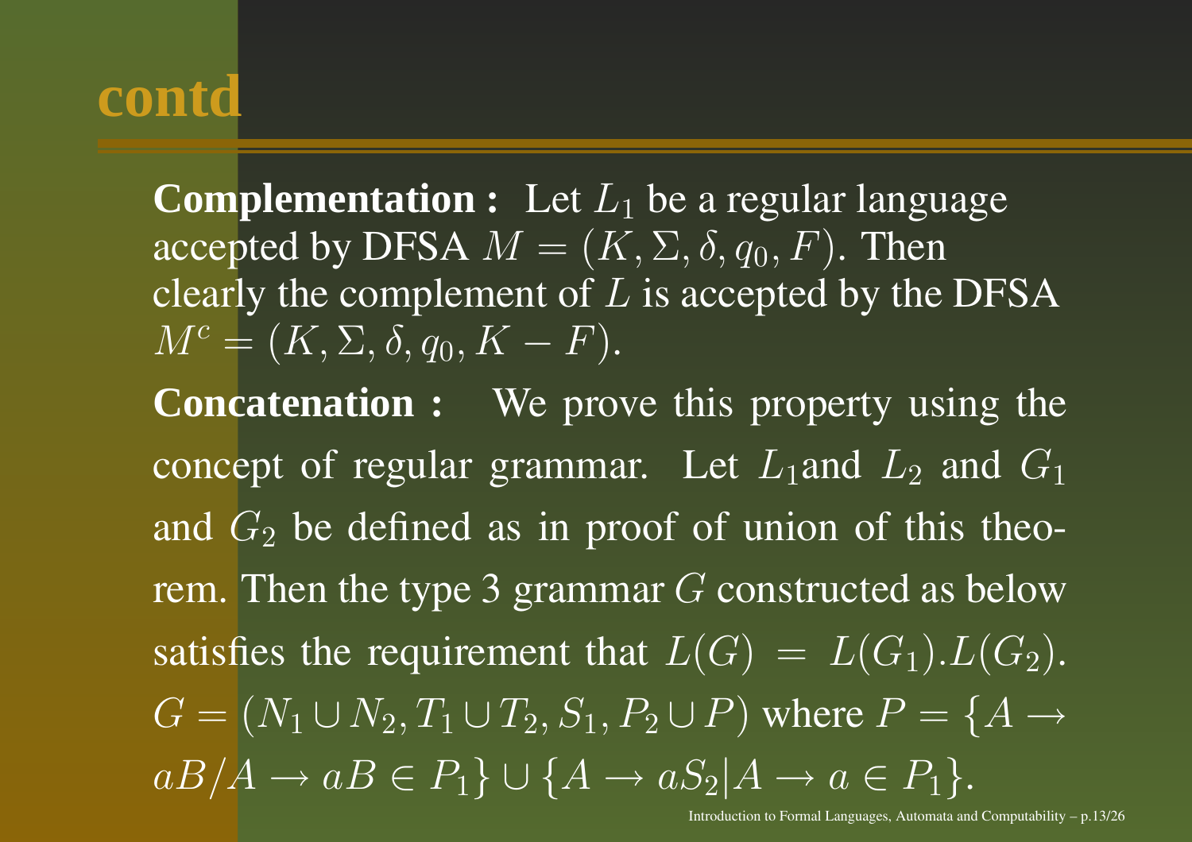# contd

**Complementation :** Let $L_1$ be a regular language accepted by DFSA $M = (K, \Sigma, \delta, q_0, F)$. Then clearly the complement of $L$ is accepted by the DFSA $M^c = (K, \Sigma, \delta, q_0, K - F)$.

**Concatenation :** We prove this property using the concept of regular grammar. Let $L_1$and $L_2$ and $G_1$ and $G_2$ be defined as in proof of union of this theorem. Then the type 3 grammar $G$ constructed as below satisfies the requirement that $L(G) = L(G_1).L(G_2)$. $G = (N_1 \cup N_2, T_1 \cup T_2, S_1, P_2 \cup P)$ where $P = \{A \rightarrow aB / A \rightarrow aB \in P_1\} \cup \{A \rightarrow aS_2 | A \rightarrow a \in P_1\}$.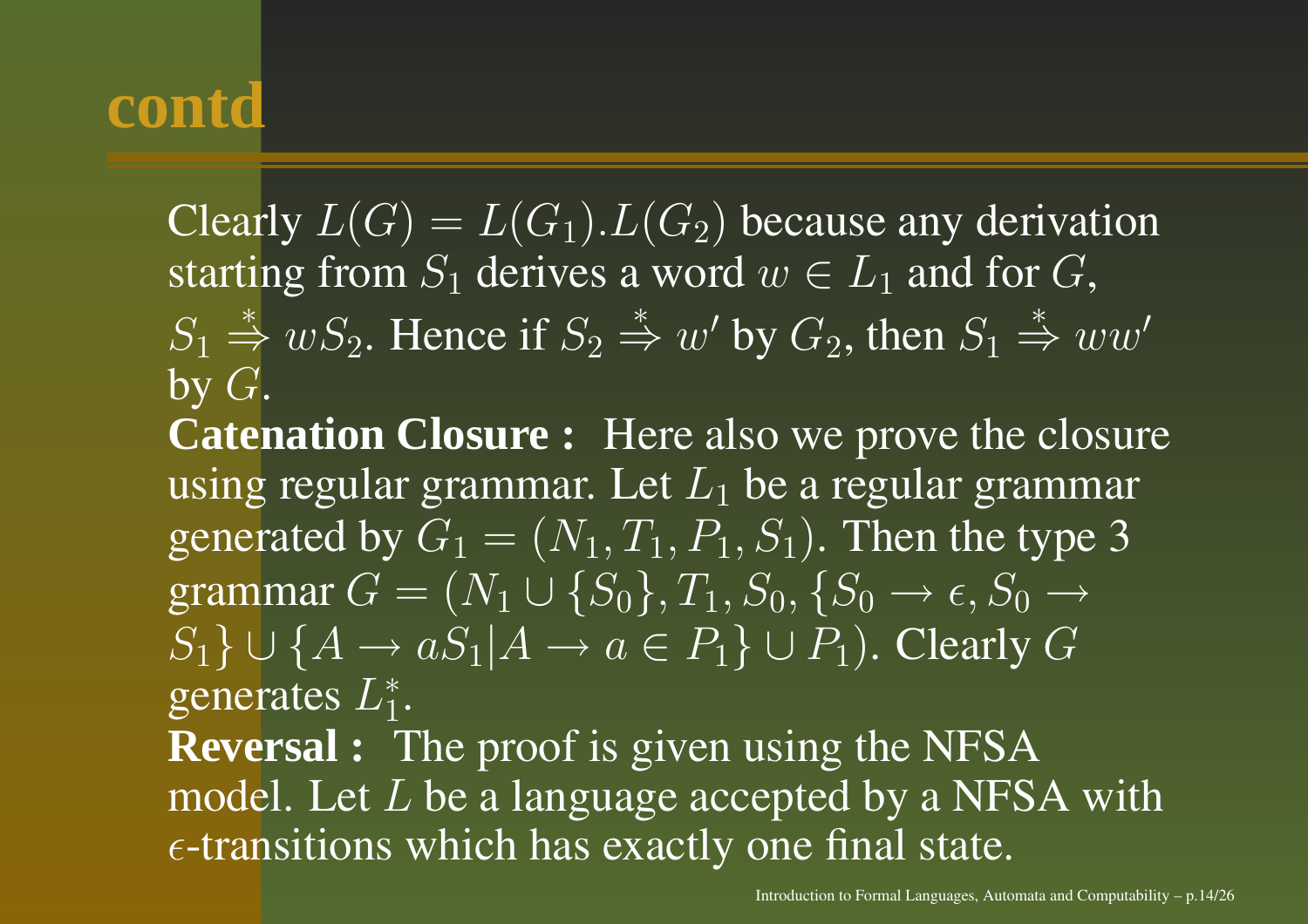# contd

Clearly $L(G) = L(G_1).L(G_2)$ because any derivation starting from $S_1$ derives a word $w \in L_1$ and for $G$, $S_1 \overset{*}{\Rightarrow} wS_2$. Hence if $S_2 \overset{*}{\Rightarrow} w'$ by $G_2$, then $S_1 \overset{*}{\Rightarrow} ww'$ by $G$.

**Catenation Closure :** Here also we prove the closure using regular grammar. Let $L_1$ be a regular grammar generated by $G_1 = (N_1, T_1, P_1, S_1)$. Then the type 3 grammar $G = (N_1 \cup \{S_0\}, T_1, S_0, \{S_0 \rightarrow \epsilon, S_0 \rightarrow S_1\} \cup \{A \rightarrow aS_1 | A \rightarrow a \in P_1\} \cup P_1)$. Clearly $G$ generates $L_1^*$.

**Reversal :** The proof is given using the NFSA model. Let $L$ be a language accepted by a NFSA with $\epsilon$-transitions which has exactly one final state.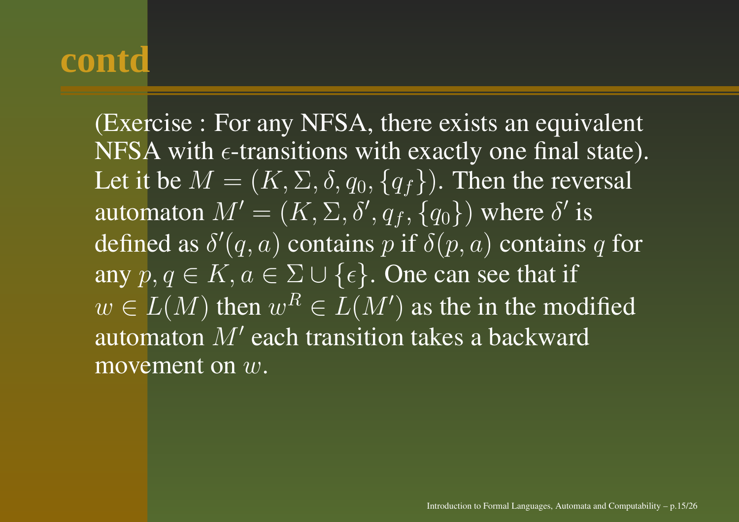# contd

(Exercise : For any NFSA, there exists an equivalent NFSA with $\epsilon$-transitions with exactly one final state). Let it be $M = (K, \Sigma, \delta, q_0, \{q_f\})$. Then the reversal automaton $M' = (K, \Sigma, \delta', q_f, \{q_0\})$ where $\delta'$ is defined as $\delta'(q, a)$ contains $p$ if $\delta(p, a)$ contains $q$ for any $p, q \in K, a \in \Sigma \cup \{\epsilon\}$. One can see that if $w \in L(M)$ then $w^R \in L(M')$ as the in the modified automaton $M'$ each transition takes a backward movement on $w$.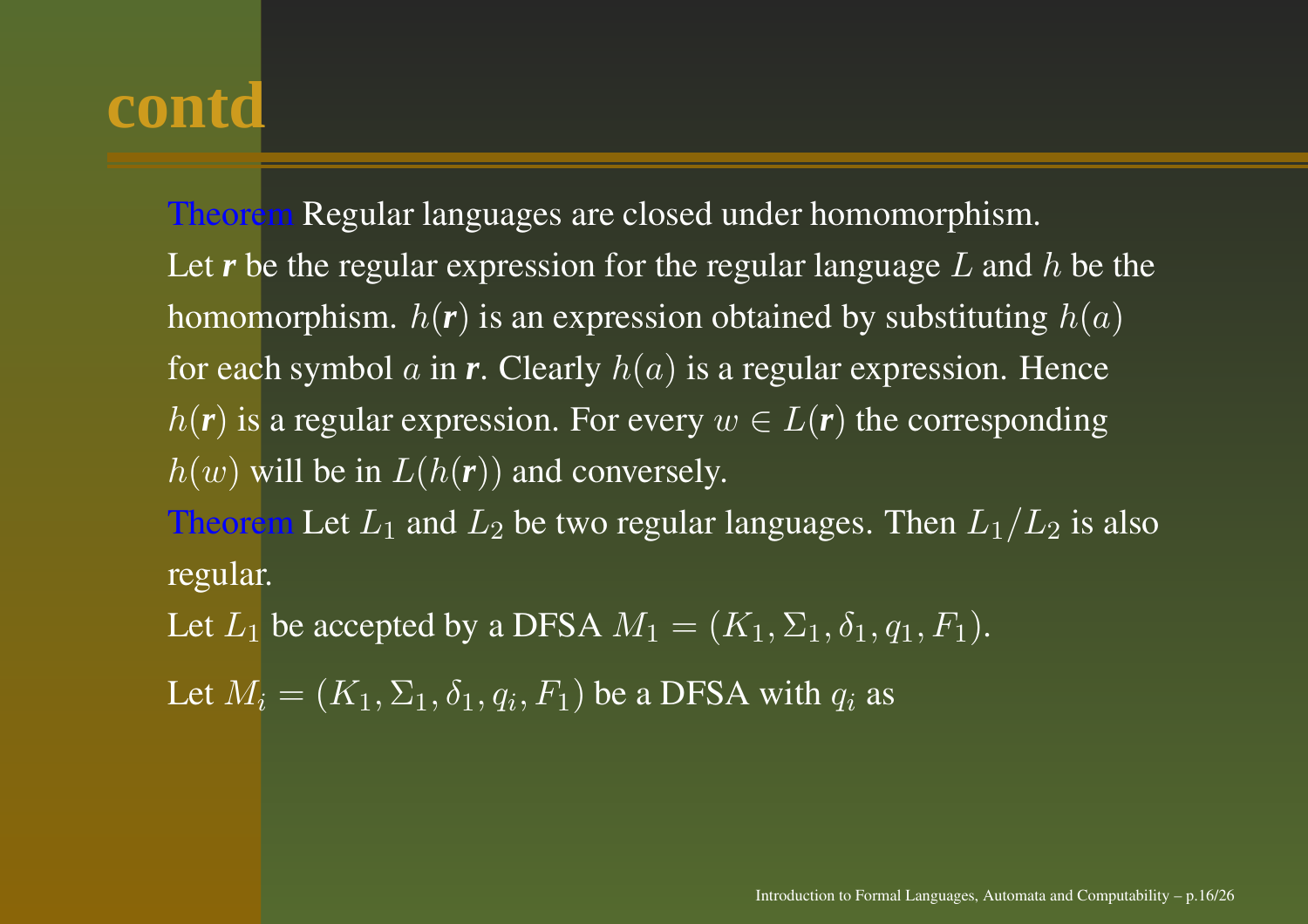# contd

**Theorem** Regular languages are closed under homomorphism.

Let $\boldsymbol{r}$ be the regular expression for the regular language $L$ and $h$ be the homomorphism. $h(\boldsymbol{r})$ is an expression obtained by substituting $h(a)$ for each symbol $a$ in $\boldsymbol{r}$. Clearly $h(a)$ is a regular expression. Hence $h(\boldsymbol{r})$ is a regular expression. For every $w \in L(\boldsymbol{r})$ the corresponding $h(w)$ will be in $L(h(\boldsymbol{r}))$ and conversely.

**Theorem** Let $L_1$ and $L_2$ be two regular languages. Then $L_1/L_2$ is also regular.

Let $L_1$ be accepted by a DFSA $M_1 = (K_1, \Sigma_1, \delta_1, q_1, F_1)$.

Let $M_i = (K_1, \Sigma_1, \delta_1, q_i, F_1)$ be a DFSA with $q_i$ as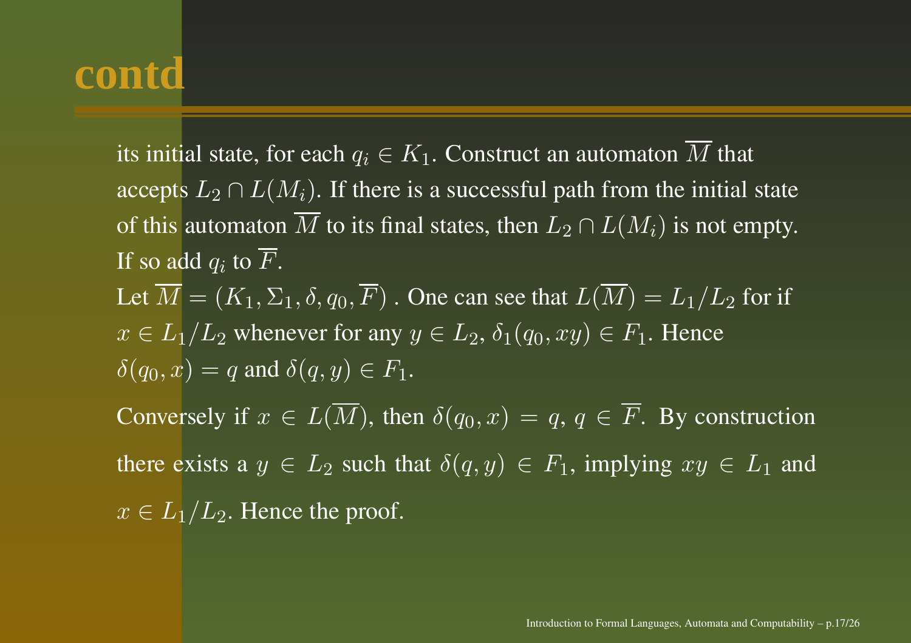# contd

its initial state, for each $q_i \in K_1$. Construct an automaton $\overline{M}$ that accepts $L_2 \cap L(M_i)$. If there is a successful path from the initial state of this automaton $\overline{M}$ to its final states, then $L_2 \cap L(M_i)$ is not empty. If so add $q_i$ to $\overline{F}$.

Let $\overline{M} = (K_1, \Sigma_1, \delta, q_0, \overline{F})$ . One can see that $L(\overline{M}) = L_1/L_2$ for if $x \in L_1/L_2$ whenever for any $y \in L_2$, $\delta_1(q_0, xy) \in F_1$. Hence $\delta(q_0, x) = q$ and $\delta(q, y) \in F_1$.

Conversely if $x \in L(\overline{M})$, then $\delta(q_0, x) = q$, $q \in \overline{F}$. By construction there exists a $y \in L_2$ such that $\delta(q, y) \in F_1$, implying $xy \in L_1$ and $x \in L_1/L_2$. Hence the proof.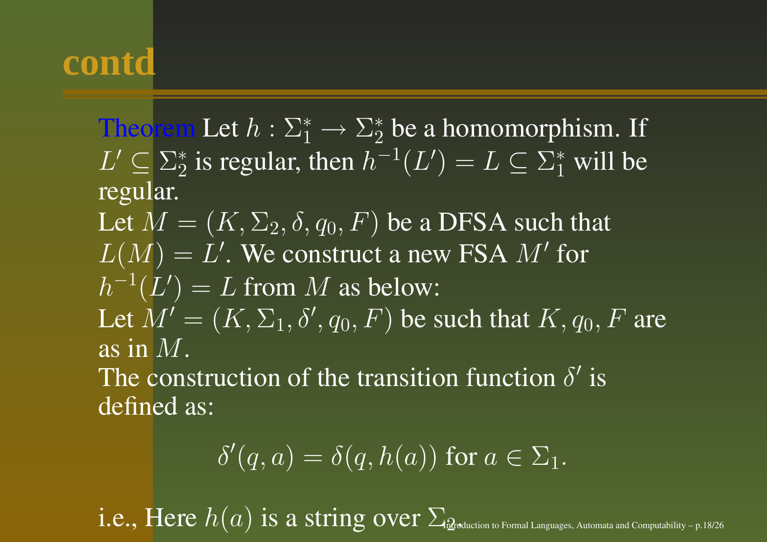# contd

**Theorem** Let $h : \Sigma_1^* \to \Sigma_2^*$ be a homomorphism. If $L' \subseteq \Sigma_2^*$ is regular, then $h^{-1}(L') = L \subseteq \Sigma_1^*$ will be regular.
Let $M = (K, \Sigma_2, \delta, q_0, F)$ be a DFSA such that $L(M) = L'$. We construct a new FSA $M'$ for $h^{-1}(L') = L$ from $M$ as below:
Let $M' = (K, \Sigma_1, \delta', q_0, F)$ be such that $K, q_0, F$ are as in $M$.
The construction of the transition function $\delta'$ is defined as:

$$\delta'(q, a) = \delta(q, h(a)) \text{ for } a \in \Sigma_1.$$

i.e., Here $h(a)$ is a string over $\Sigma_2$.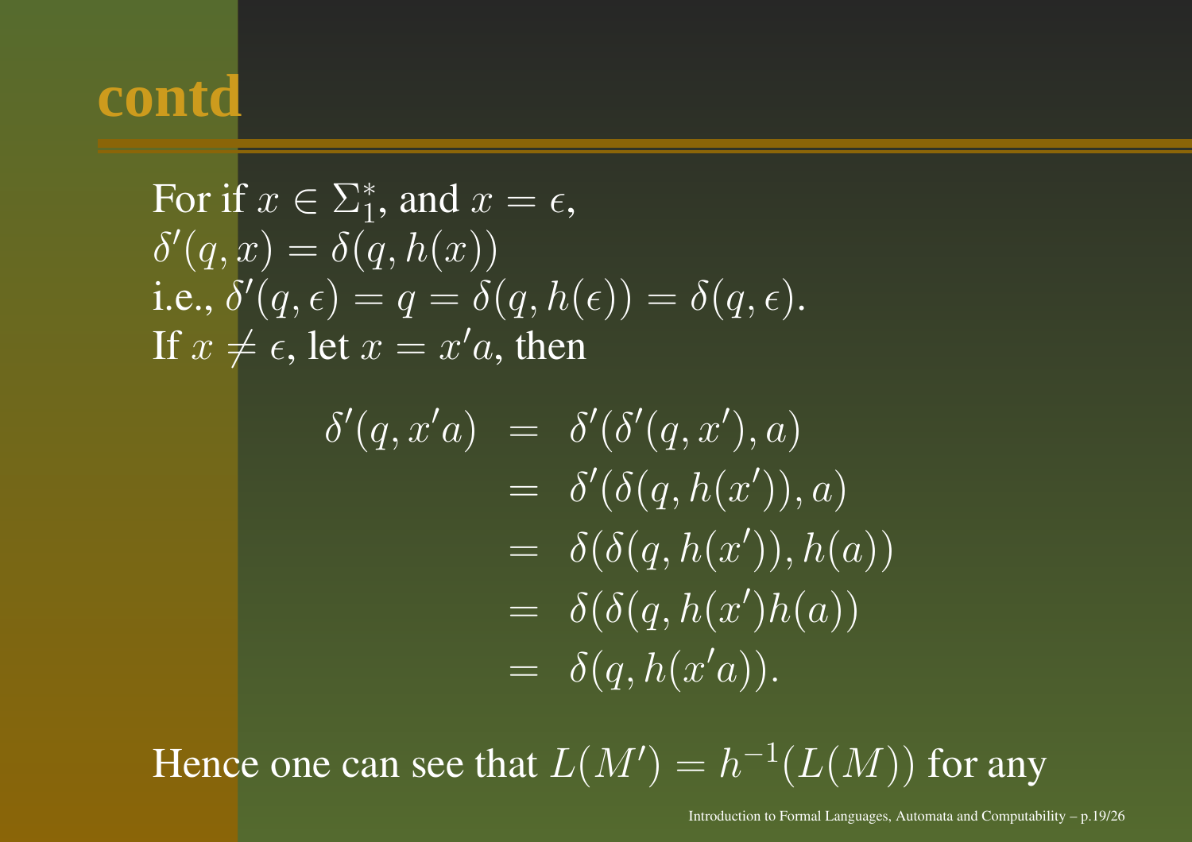# contd

For if $x \in \Sigma_1^*$, and $x = \epsilon$,
$\delta'(q, x) = \delta(q, h(x))$
i.e., $\delta'(q, \epsilon) = q = \delta(q, h(\epsilon)) = \delta(q, \epsilon)$.
If $x \neq \epsilon$, let $x = x'a$, then

$$
\begin{aligned}
\delta'(q, x'a) &= \delta'(\delta'(q, x'), a) \\
&= \delta'(\delta(q, h(x')), a) \\
&= \delta(\delta(q, h(x')), h(a)) \\
&= \delta(\delta(q, h(x')h(a)) \\
&= \delta(q, h(x'a)).
\end{aligned}
$$

Hence one can see that $L(M') = h^{-1}(L(M))$ for any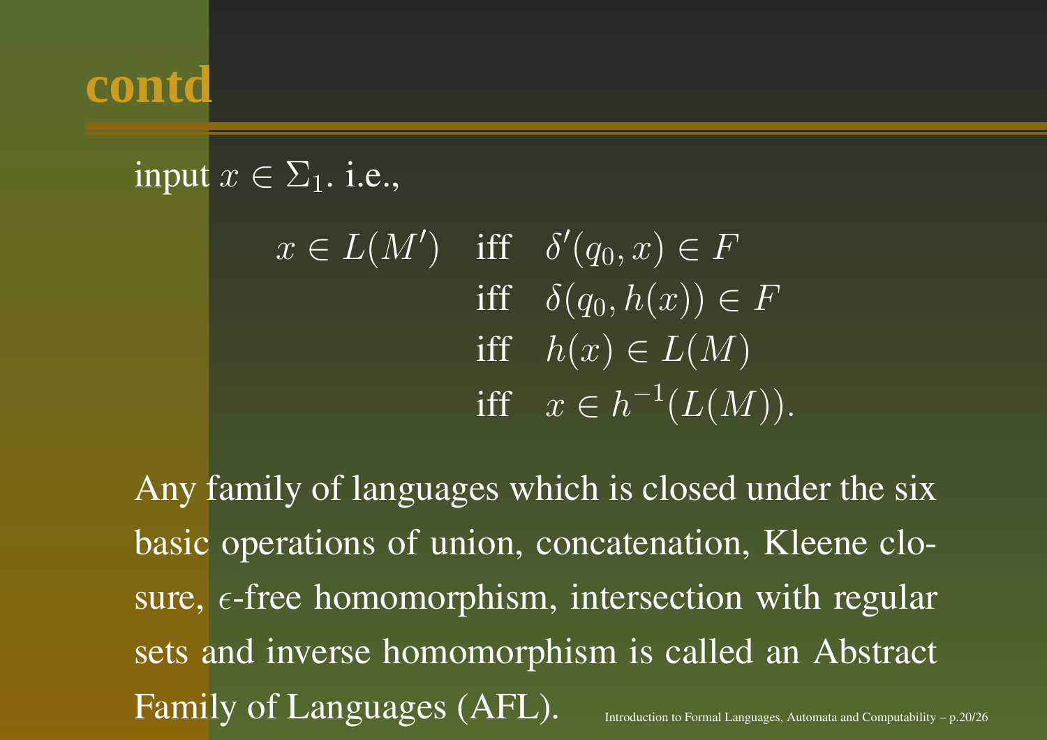# contd

input $x \in \Sigma_1$. i.e.,

$$
\begin{aligned}
x \in L(M') \quad & \text{iff} \quad \delta'(q_0, x) \in F \\
& \text{iff} \quad \delta(q_0, h(x)) \in F \\
& \text{iff} \quad h(x) \in L(M) \\
& \text{iff} \quad x \in h^{-1}(L(M)).
\end{aligned}
$$

Any family of languages which is closed under the six basic operations of union, concatenation, Kleene closure, $\epsilon$-free homomorphism, intersection with regular sets and inverse homomorphism is called an Abstract Family of Languages (AFL).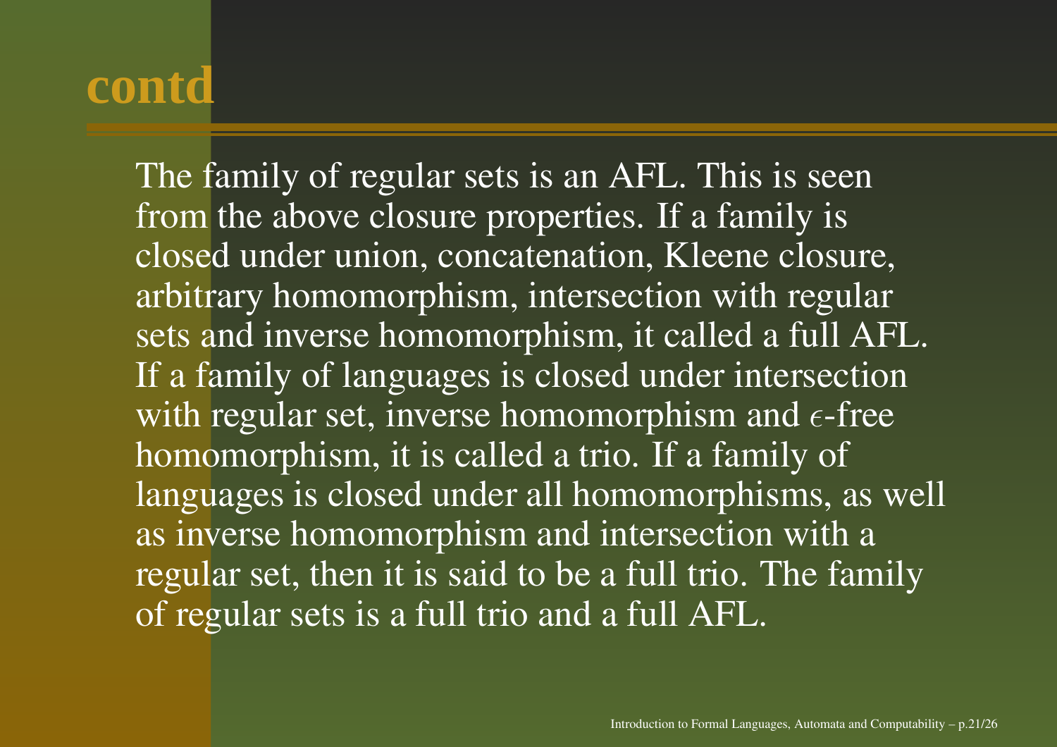# contd

The family of regular sets is an AFL. This is seen from the above closure properties. If a family is closed under union, concatenation, Kleene closure, arbitrary homomorphism, intersection with regular sets and inverse homomorphism, it called a full AFL. If a family of languages is closed under intersection with regular set, inverse homomorphism and $\epsilon$-free homomorphism, it is called a trio. If a family of languages is closed under all homomorphisms, as well as inverse homomorphism and intersection with a regular set, then it is said to be a full trio. The family of regular sets is a full trio and a full AFL.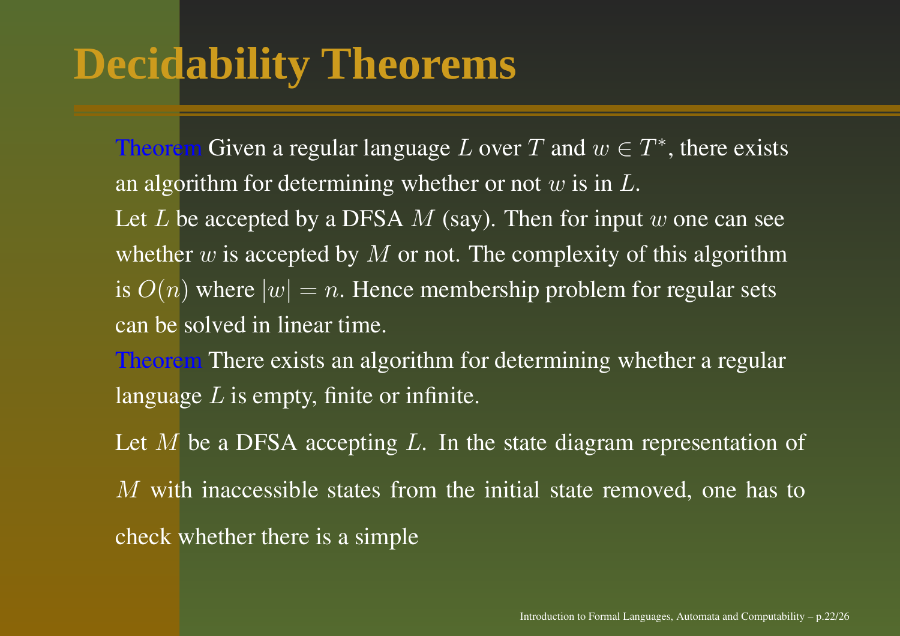# Decidability Theorems

**Theorem** Given a regular language $L$ over $T$ and $w \in T^*$, there exists an algorithm for determining whether or not $w$ is in $L$.

Let $L$ be accepted by a DFSA $M$ (say). Then for input $w$ one can see whether $w$ is accepted by $M$ or not. The complexity of this algorithm is $O(n)$ where $|w| = n$. Hence membership problem for regular sets can be solved in linear time.

**Theorem** There exists an algorithm for determining whether a regular language $L$ is empty, finite or infinite.

Let $M$ be a DFSA accepting $L$. In the state diagram representation of $M$ with inaccessible states from the initial state removed, one has to check whether there is a simple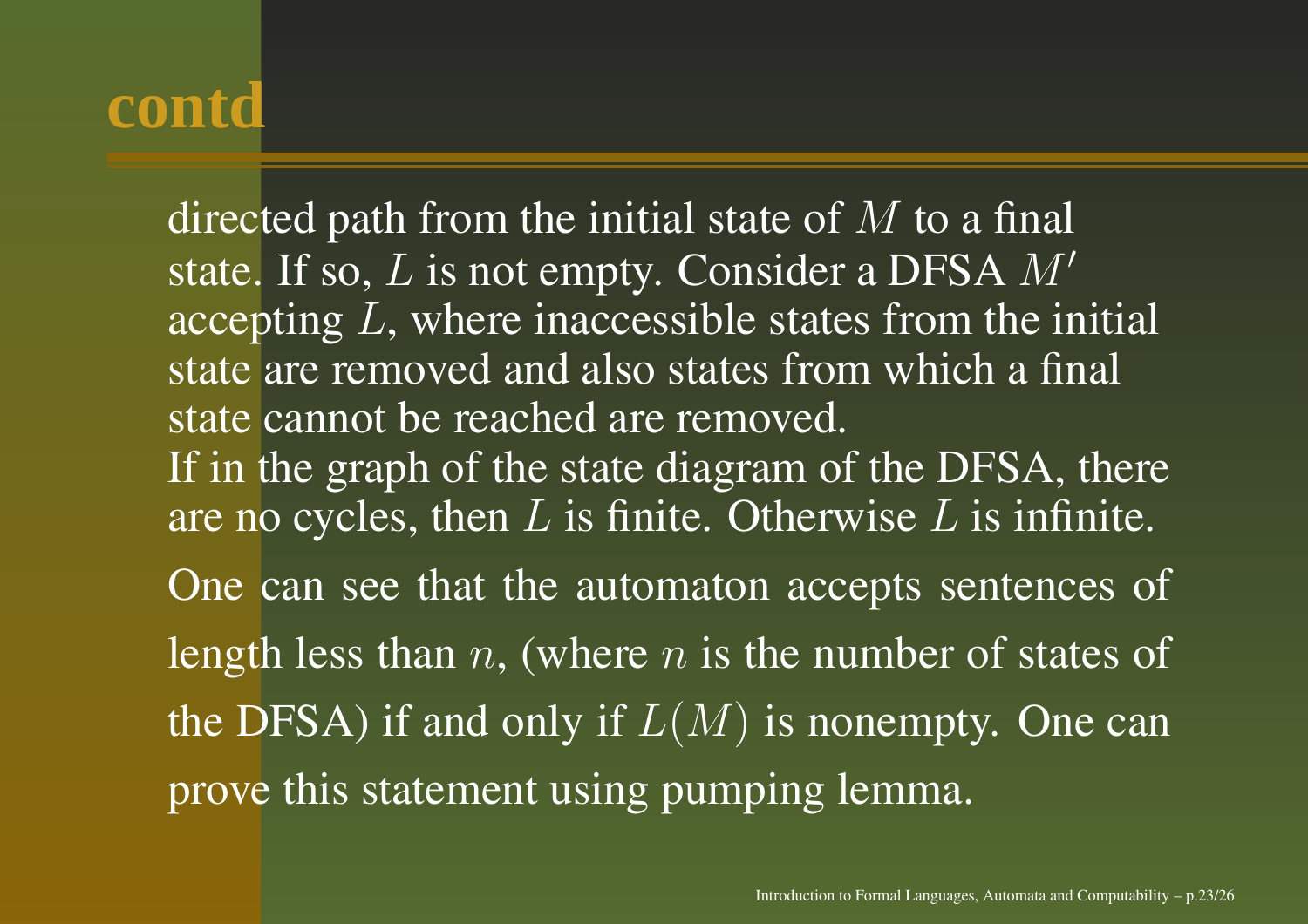# contd

directed path from the initial state of $M$ to a final state. If so, $L$ is not empty. Consider a DFSA $M'$ accepting $L$, where inaccessible states from the initial state are removed and also states from which a final state cannot be reached are removed.
If in the graph of the state diagram of the DFSA, there are no cycles, then $L$ is finite. Otherwise $L$ is infinite.

One can see that the automaton accepts sentences of length less than $n$, (where $n$ is the number of states of the DFSA) if and only if $L(M)$ is nonempty. One can prove this statement using pumping lemma.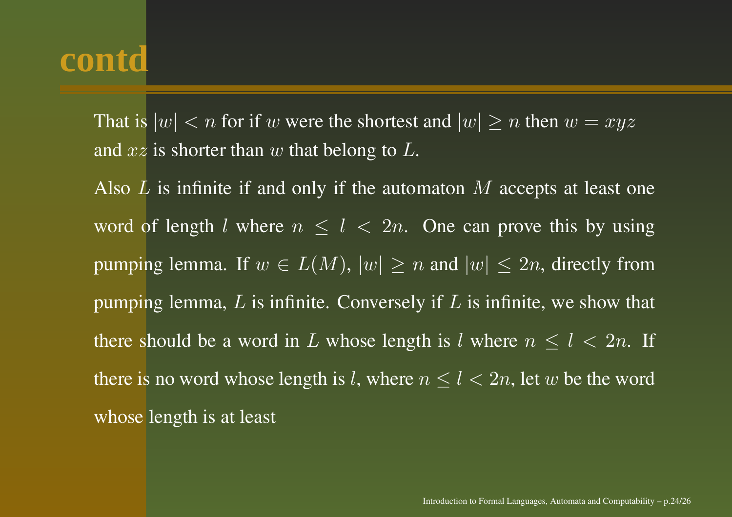# contd

That is $|w| < n$ for if $w$ were the shortest and $|w| \geq n$ then $w = xyz$ and $xz$ is shorter than $w$ that belong to $L$.

Also $L$ is infinite if and only if the automaton $M$ accepts at least one word of length $l$ where $n \leq l < 2n$. One can prove this by using pumping lemma. If $w \in L(M)$, $|w| \geq n$ and $|w| \leq 2n$, directly from pumping lemma, $L$ is infinite. Conversely if $L$ is infinite, we show that there should be a word in $L$ whose length is $l$ where $n \leq l < 2n$. If there is no word whose length is $l$, where $n \leq l < 2n$, let $w$ be the word whose length is at least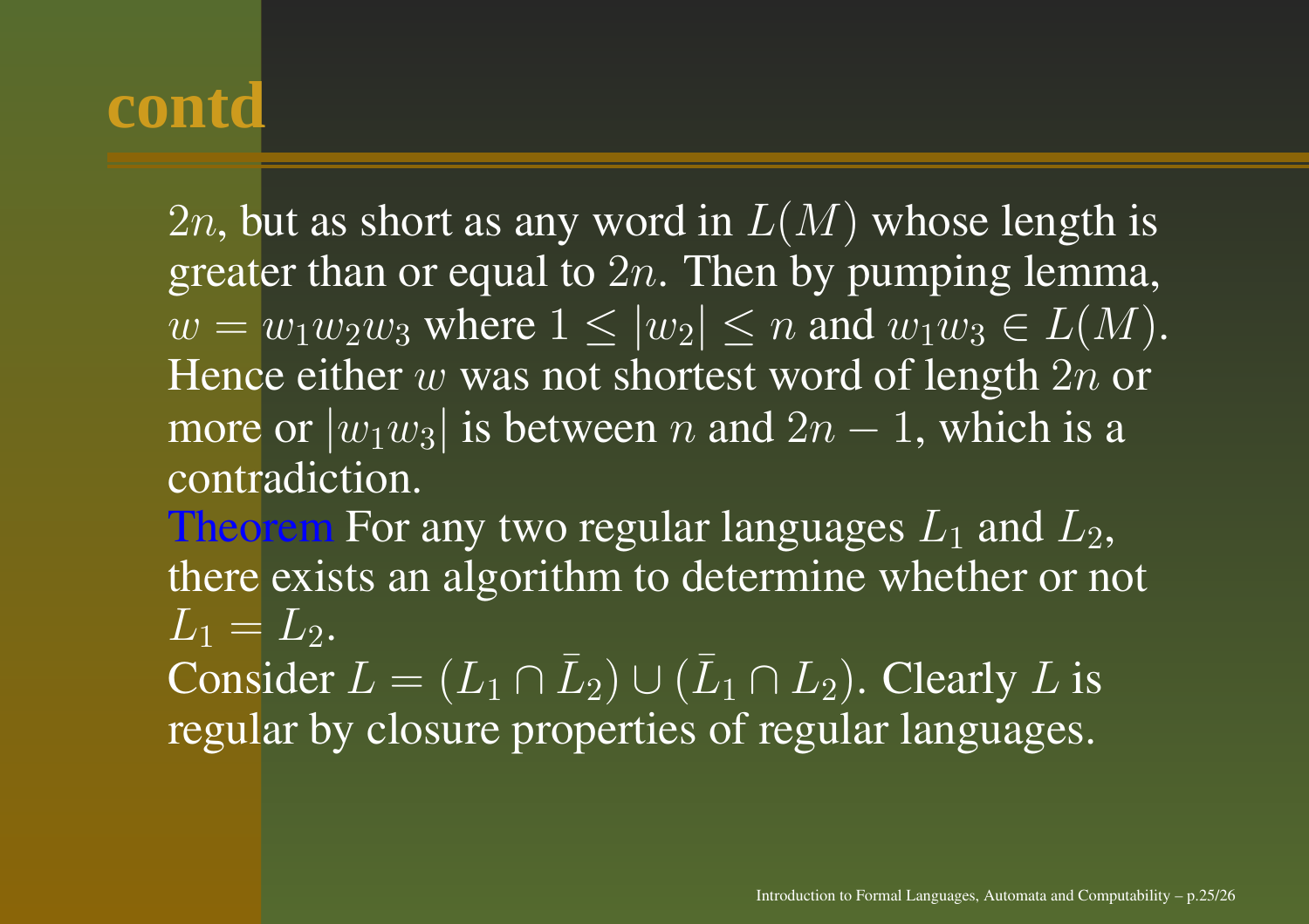# contd

$2n$, but as short as any word in $L(M)$ whose length is greater than or equal to $2n$. Then by pumping lemma, $w = w_1w_2w_3$ where $1 \leq |w_2| \leq n$ and $w_1w_3 \in L(M)$. Hence either $w$ was not shortest word of length $2n$ or more or $|w_1w_3|$ is between $n$ and $2n - 1$, which is a contradiction.

Theorem For any two regular languages $L_1$ and $L_2$, there exists an algorithm to determine whether or not $L_1 = L_2$.

Consider $L = (L_1 \cap \bar{L}_2) \cup (\bar{L}_1 \cap L_2)$. Clearly $L$ is regular by closure properties of regular languages.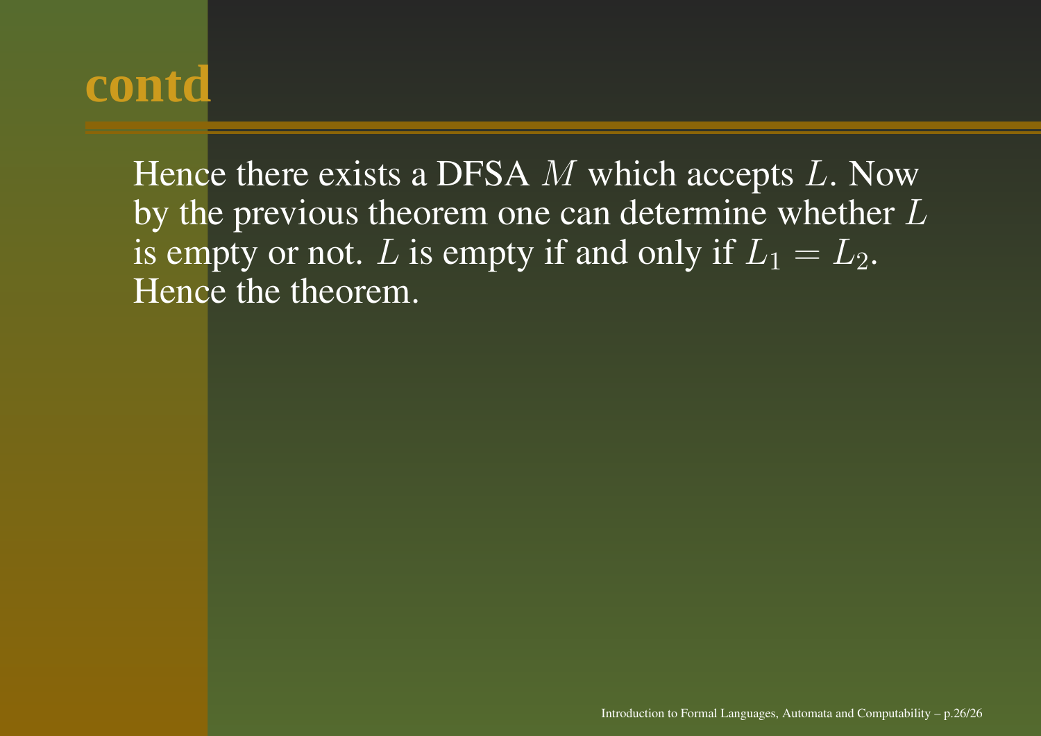# contd

Hence there exists a DFSA $M$ which accepts $L$. Now by the previous theorem one can determine whether $L$ is empty or not. $L$ is empty if and only if $L_1 = L_2$. Hence the theorem.